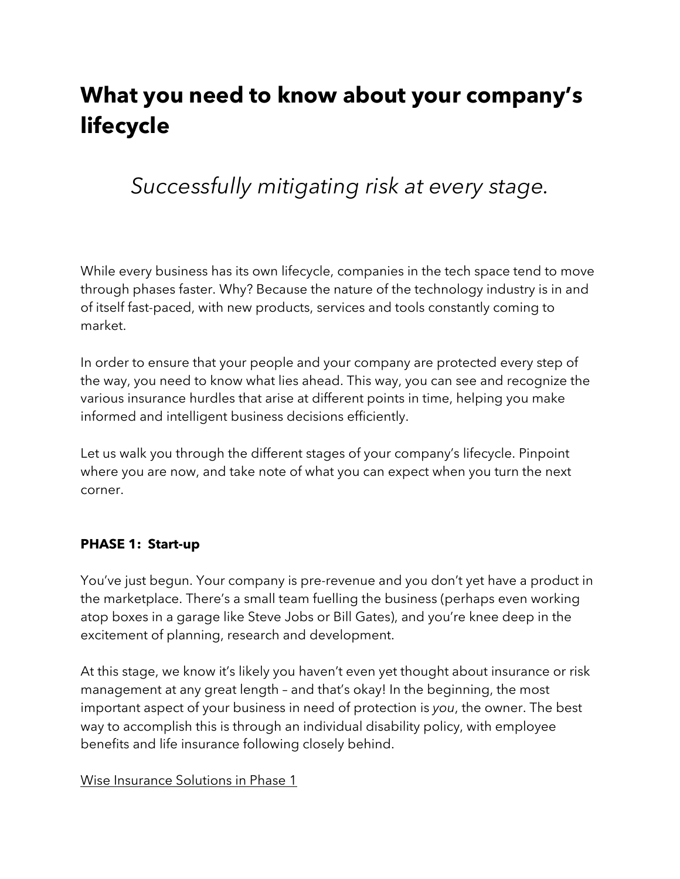# What you need to know about your company's lifecycle

*Successfully mitigating risk at every stage.*

While every business has its own lifecycle, companies in the tech space tend to move through phases faster. Why? Because the nature of the technology industry is in and of itself fast-paced, with new products, services and tools constantly coming to market.

In order to ensure that your people and your company are protected every step of the way, you need to know what lies ahead. This way, you can see and recognize the various insurance hurdles that arise at different points in time, helping you make informed and intelligent business decisions efficiently.

Let us walk you through the different stages of your company's lifecycle. Pinpoint where you are now, and take note of what you can expect when you turn the next corner.

**PHASE 1: Start-up**

You've just begun. Your company is pre-revenue and you don't yet have a product in the marketplace. There's a small team fuelling the business (perhaps even working atop boxes in a garage like Steve Jobs or Bill Gates), and you're knee deep in the excitement of planning, research and development.

At this stage, we know it's likely you haven't even yet thought about insurance or risk management at any great length – and that's okay! In the beginning, the most important aspect of your business in need of protection is *you*, the owner. The best way to accomplish this is through an individual disability policy, with employee benefits and life insurance following closely behind.

<u>Wise Insurance Solutions in Phase 1</u>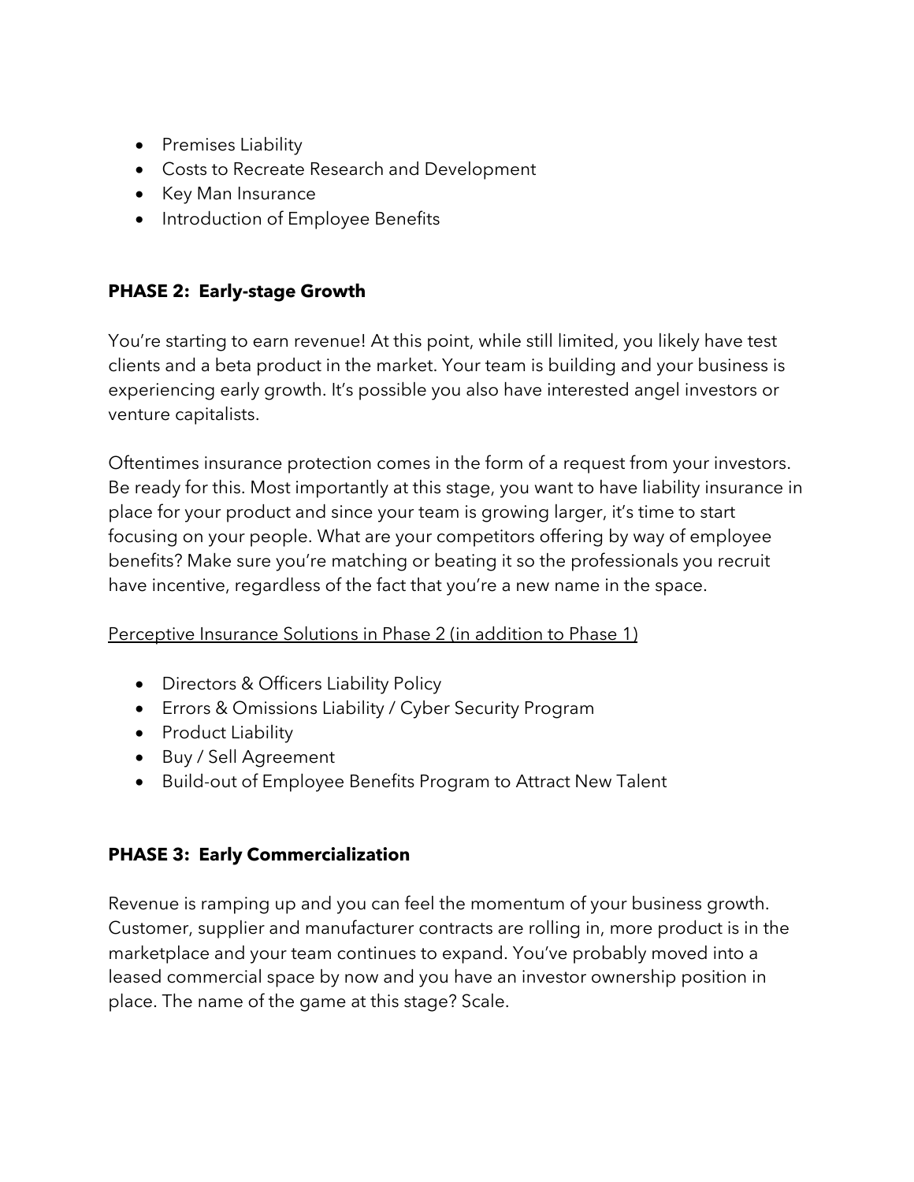- Premises Liability
- Costs to Recreate Research and Development
- Key Man Insurance
- Introduction of Employee Benefits

## PHASE 2: Early-stage Growth

You're starting to earn revenue! At this point, while still limited, you likely have test clients and a beta product in the market. Your team is building and your business is experiencing early growth. It's possible you also have interested angel investors or venture capitalists.

Oftentimes insurance protection comes in the form of a request from your investors. Be ready for this. Most importantly at this stage, you want to have liability insurance in place for your product and since your team is growing larger, it's time to start focusing on your people. What are your competitors offering by way of employee benefits? Make sure you're matching or beating it so the professionals you recruit have incentive, regardless of the fact that you're a new name in the space.

<u>Perceptive Insurance Solutions in Phase 2 (in addition to Phase 1)</u>

- Directors & Officers Liability Policy
- Errors & Omissions Liability / Cyber Security Program
- Product Liability
- Buy / Sell Agreement
- Build-out of Employee Benefits Program to Attract New Talent

## PHASE 3: Early Commercialization

Revenue is ramping up and you can feel the momentum of your business growth. Customer, supplier and manufacturer contracts are rolling in, more product is in the marketplace and your team continues to expand. You've probably moved into a leased commercial space by now and you have an investor ownership position in place. The name of the game at this stage? Scale.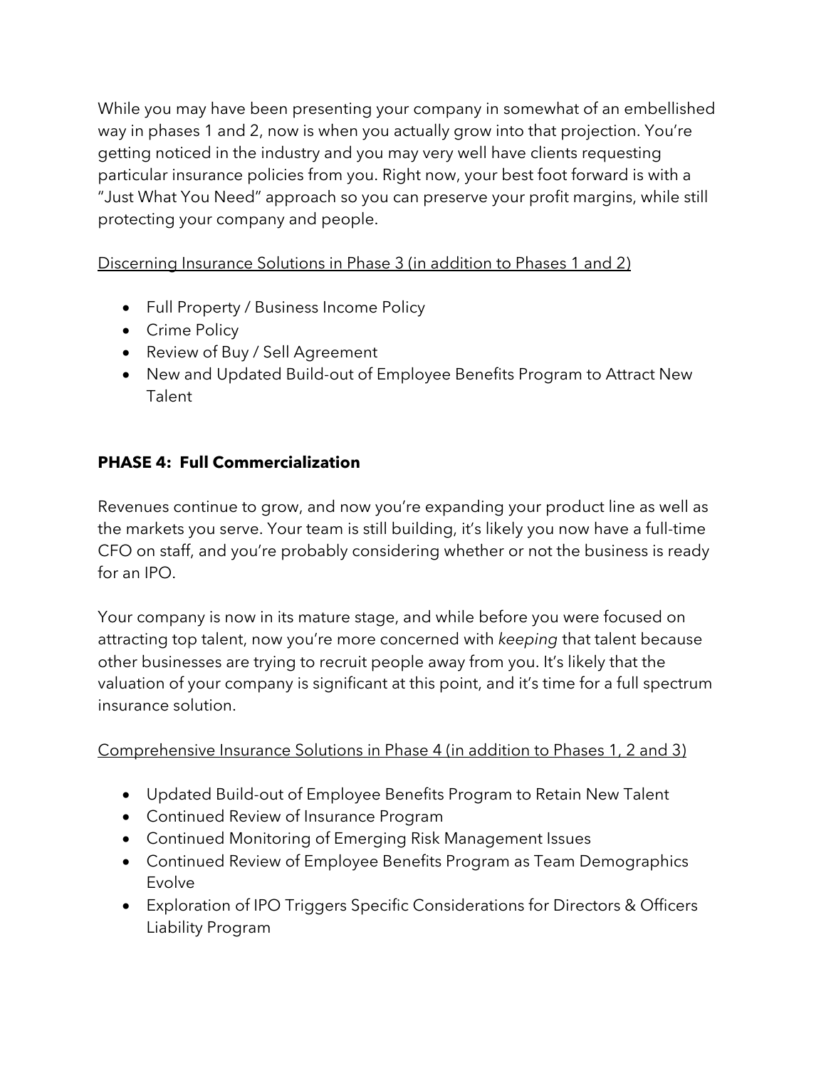While you may have been presenting your company in somewhat of an embellished way in phases 1 and 2, now is when you actually grow into that projection. You're getting noticed in the industry and you may very well have clients requesting particular insurance policies from you. Right now, your best foot forward is with a "Just What You Need" approach so you can preserve your profit margins, while still protecting your company and people.

<u>Discerning Insurance Solutions in Phase 3 (in addition to Phases 1 and 2)</u>

- Full Property / Business Income Policy
- Crime Policy
- Review of Buy / Sell Agreement
- New and Updated Build-out of Employee Benefits Program to Attract New Talent

**PHASE 4: Full Commercialization**

Revenues continue to grow, and now you're expanding your product line as well as the markets you serve. Your team is still building, it's likely you now have a full-time CFO on staff, and you're probably considering whether or not the business is ready for an IPO.

Your company is now in its mature stage, and while before you were focused on attracting top talent, now you're more concerned with *keeping* that talent because other businesses are trying to recruit people away from you. It's likely that the valuation of your company is significant at this point, and it's time for a full spectrum insurance solution.

<u>Comprehensive Insurance Solutions in Phase 4 (in addition to Phases 1, 2 and 3)</u>

- Updated Build-out of Employee Benefits Program to Retain New Talent
- Continued Review of Insurance Program
- Continued Monitoring of Emerging Risk Management Issues
- Continued Review of Employee Benefits Program as Team Demographics Evolve
- Exploration of IPO Triggers Specific Considerations for Directors & Officers Liability Program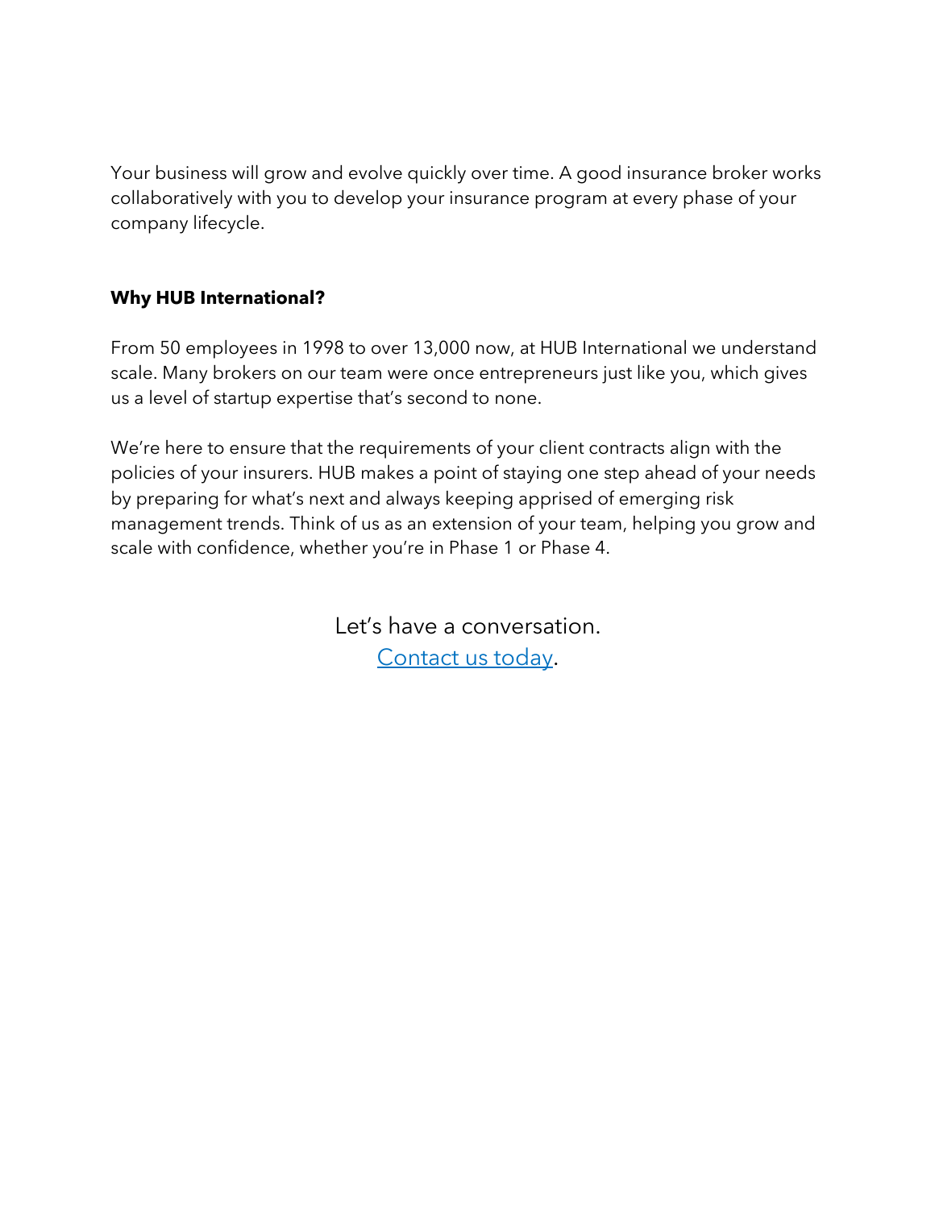Your business will grow and evolve quickly over time. A good insurance broker works collaboratively with you to develop your insurance program at every phase of your company lifecycle.

**Why HUB International?**

From 50 employees in 1998 to over 13,000 now, at HUB International we understand scale. Many brokers on our team were once entrepreneurs just like you, which gives us a level of startup expertise that's second to none.

We're here to ensure that the requirements of your client contracts align with the policies of your insurers. HUB makes a point of staying one step ahead of your needs by preparing for what's next and always keeping apprised of emerging risk management trends. Think of us as an extension of your team, helping you grow and scale with confidence, whether you're in Phase 1 or Phase 4.

Let's have a conversation.
Contact us today.